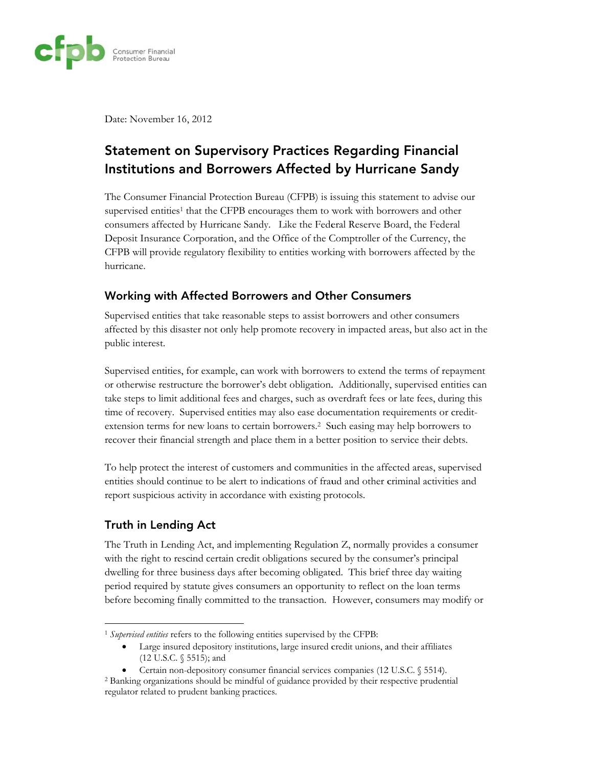Date: November 16, 2012

# Statement on Supervisory Practices Regarding Financial Institutions and Borrowers Affected by Hurricane Sandy

The Consumer Financial Protection Bureau (CFPB) is issuing this statement to advise our supervised entities[1] that the CFPB encourages them to work with borrowers and other consumers affected by Hurricane Sandy. Like the Federal Reserve Board, the Federal Deposit Insurance Corporation, and the Office of the Comptroller of the Currency, the CFPB will provide regulatory flexibility to entities working with borrowers affected by the hurricane.

## Working with Affected Borrowers and Other Consumers

Supervised entities that take reasonable steps to assist borrowers and other consumers affected by this disaster not only help promote recovery in impacted areas, but also act in the public interest.

Supervised entities, for example, can work with borrowers to extend the terms of repayment or otherwise restructure the borrower's debt obligation. Additionally, supervised entities can take steps to limit additional fees and charges, such as overdraft fees or late fees, during this time of recovery. Supervised entities may also ease documentation requirements or credit-extension terms for new loans to certain borrowers.[2] Such easing may help borrowers to recover their financial strength and place them in a better position to service their debts.

To help protect the interest of customers and communities in the affected areas, supervised entities should continue to be alert to indications of fraud and other criminal activities and report suspicious activity in accordance with existing protocols.

## Truth in Lending Act

The Truth in Lending Act, and implementing Regulation Z, normally provides a consumer with the right to rescind certain credit obligations secured by the consumer's principal dwelling for three business days after becoming obligated. This brief three day waiting period required by statute gives consumers an opportunity to reflect on the loan terms before becoming finally committed to the transaction. However, consumers may modify or

---

[1] *Supervised entities* refers to the following entities supervised by the CFPB:

- Large insured depository institutions, large insured credit unions, and their affiliates (12 U.S.C. § 5515); and
- Certain non-depository consumer financial services companies (12 U.S.C. § 5514).

[2] Banking organizations should be mindful of guidance provided by their respective prudential regulator related to prudent banking practices.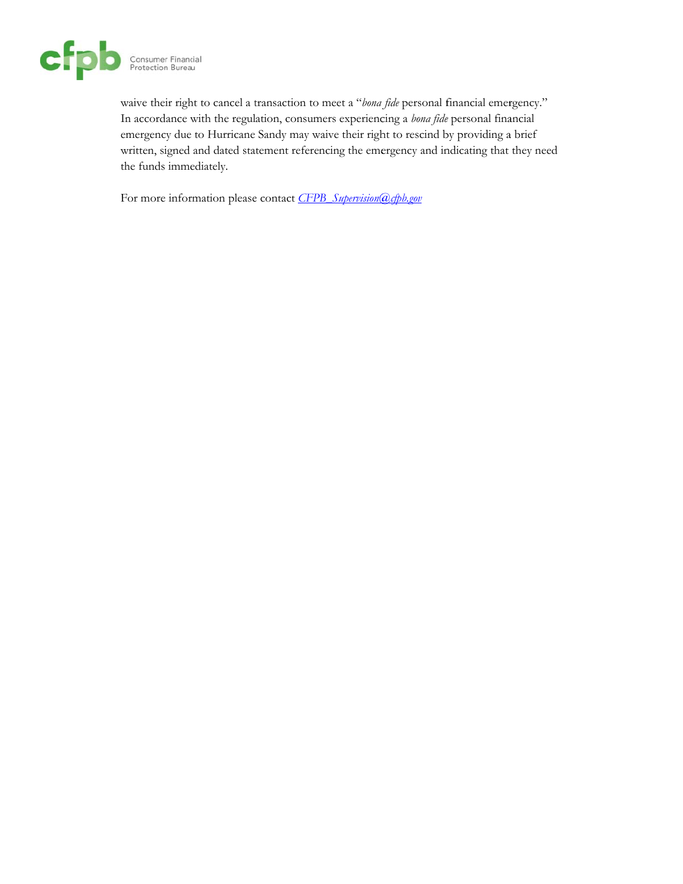waive their right to cancel a transaction to meet a "*bona fide* personal financial emergency." In accordance with the regulation, consumers experiencing a *bona fide* personal financial emergency due to Hurricane Sandy may waive their right to rescind by providing a brief written, signed and dated statement referencing the emergency and indicating that they need the funds immediately.

For more information please contact [*CFPB_Supervision@cfpb.gov*](mailto:CFPB_Supervision@cfpb.gov)